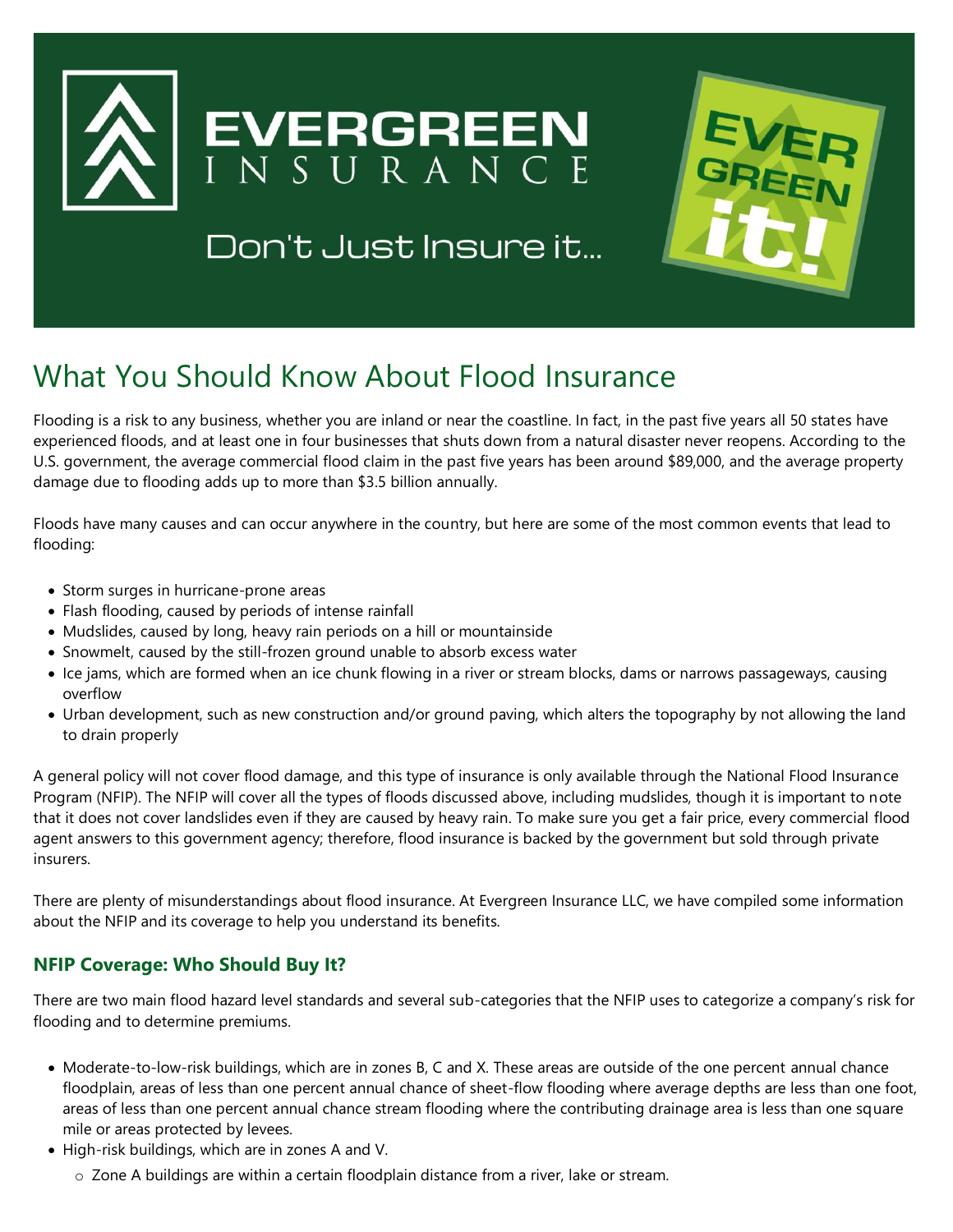EVERGREEN INSURANCE

Don't Just Insure it...

EVER GREEN it!

# What You Should Know About Flood Insurance

Flooding is a risk to any business, whether you are inland or near the coastline. In fact, in the past five years all 50 states have experienced floods, and at least one in four businesses that shuts down from a natural disaster never reopens. According to the U.S. government, the average commercial flood claim in the past five years has been around $89,000, and the average property damage due to flooding adds up to more than $3.5 billion annually.

Floods have many causes and can occur anywhere in the country, but here are some of the most common events that lead to flooding:

- Storm surges in hurricane-prone areas
- Flash flooding, caused by periods of intense rainfall
- Mudslides, caused by long, heavy rain periods on a hill or mountainside
- Snowmelt, caused by the still-frozen ground unable to absorb excess water
- Ice jams, which are formed when an ice chunk flowing in a river or stream blocks, dams or narrows passageways, causing overflow
- Urban development, such as new construction and/or ground paving, which alters the topography by not allowing the land to drain properly

A general policy will not cover flood damage, and this type of insurance is only available through the National Flood Insurance Program (NFIP). The NFIP will cover all the types of floods discussed above, including mudslides, though it is important to note that it does not cover landslides even if they are caused by heavy rain. To make sure you get a fair price, every commercial flood agent answers to this government agency; therefore, flood insurance is backed by the government but sold through private insurers.

There are plenty of misunderstandings about flood insurance. At Evergreen Insurance LLC, we have compiled some information about the NFIP and its coverage to help you understand its benefits.

### NFIP Coverage: Who Should Buy It?

There are two main flood hazard level standards and several sub-categories that the NFIP uses to categorize a company's risk for flooding and to determine premiums.

- Moderate-to-low-risk buildings, which are in zones B, C and X. These areas are outside of the one percent annual chance floodplain, areas of less than one percent annual chance of sheet-flow flooding where average depths are less than one foot, areas of less than one percent annual chance stream flooding where the contributing drainage area is less than one square mile or areas protected by levees.
- High-risk buildings, which are in zones A and V.
  - Zone A buildings are within a certain floodplain distance from a river, lake or stream.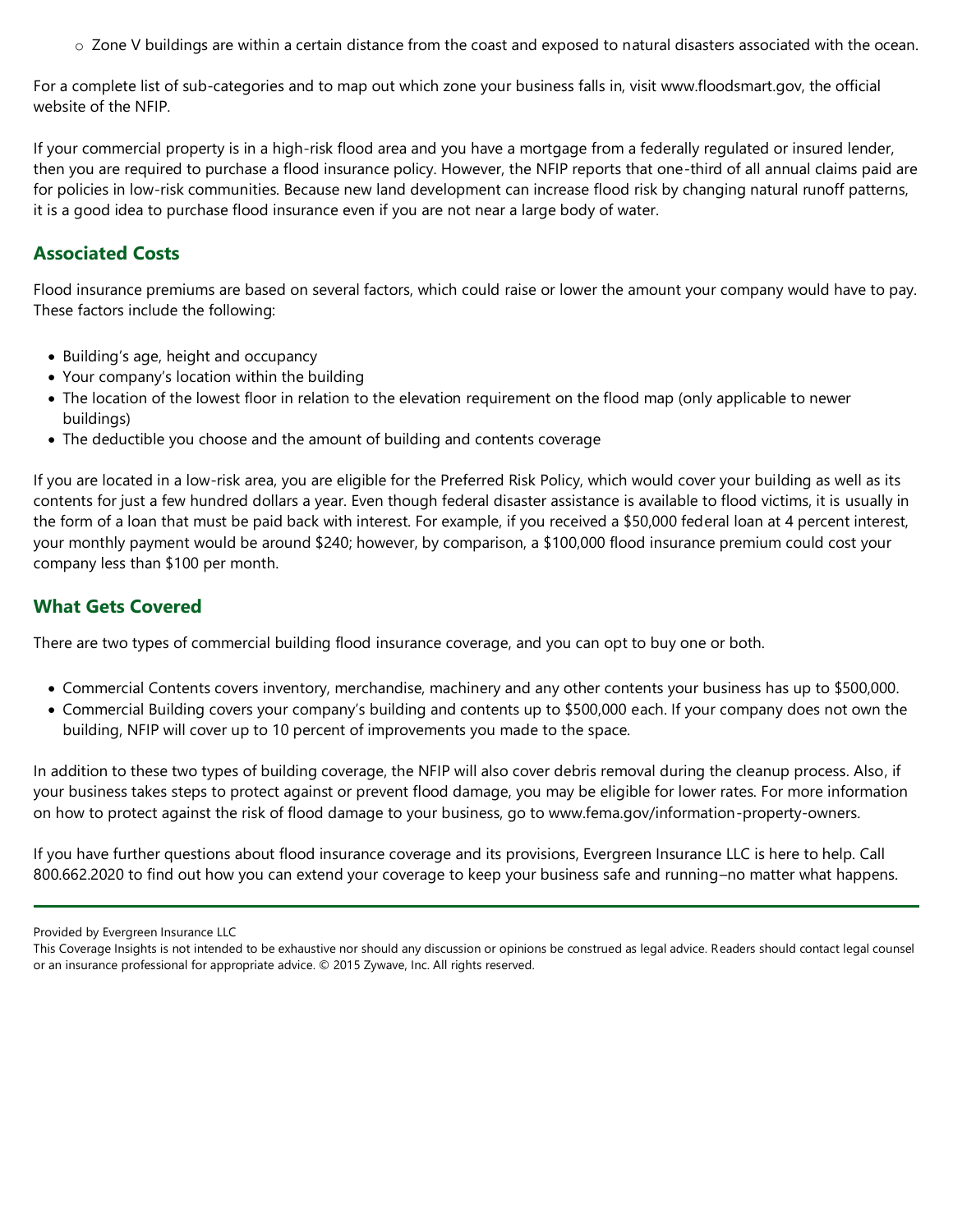- Zone V buildings are within a certain distance from the coast and exposed to natural disasters associated with the ocean.

For a complete list of sub-categories and to map out which zone your business falls in, visit www.floodsmart.gov, the official website of the NFIP.

If your commercial property is in a high-risk flood area and you have a mortgage from a federally regulated or insured lender, then you are required to purchase a flood insurance policy. However, the NFIP reports that one-third of all annual claims paid are for policies in low-risk communities. Because new land development can increase flood risk by changing natural runoff patterns, it is a good idea to purchase flood insurance even if you are not near a large body of water.

## Associated Costs

Flood insurance premiums are based on several factors, which could raise or lower the amount your company would have to pay. These factors include the following:

- Building's age, height and occupancy
- Your company's location within the building
- The location of the lowest floor in relation to the elevation requirement on the flood map (only applicable to newer buildings)
- The deductible you choose and the amount of building and contents coverage

If you are located in a low-risk area, you are eligible for the Preferred Risk Policy, which would cover your building as well as its contents for just a few hundred dollars a year. Even though federal disaster assistance is available to flood victims, it is usually in the form of a loan that must be paid back with interest. For example, if you received a $50,000 federal loan at 4 percent interest, your monthly payment would be around $240; however, by comparison, a $100,000 flood insurance premium could cost your company less than $100 per month.

## What Gets Covered

There are two types of commercial building flood insurance coverage, and you can opt to buy one or both.

- Commercial Contents covers inventory, merchandise, machinery and any other contents your business has up to $500,000.
- Commercial Building covers your company's building and contents up to $500,000 each. If your company does not own the building, NFIP will cover up to 10 percent of improvements you made to the space.

In addition to these two types of building coverage, the NFIP will also cover debris removal during the cleanup process. Also, if your business takes steps to protect against or prevent flood damage, you may be eligible for lower rates. For more information on how to protect against the risk of flood damage to your business, go to www.fema.gov/information-property-owners.

If you have further questions about flood insurance coverage and its provisions, Evergreen Insurance LLC is here to help. Call 800.662.2020 to find out how you can extend your coverage to keep your business safe and running–no matter what happens.

---

Provided by Evergreen Insurance LLC

This Coverage Insights is not intended to be exhaustive nor should any discussion or opinions be construed as legal advice. Readers should contact legal counsel or an insurance professional for appropriate advice. © 2015 Zywave, Inc. All rights reserved.